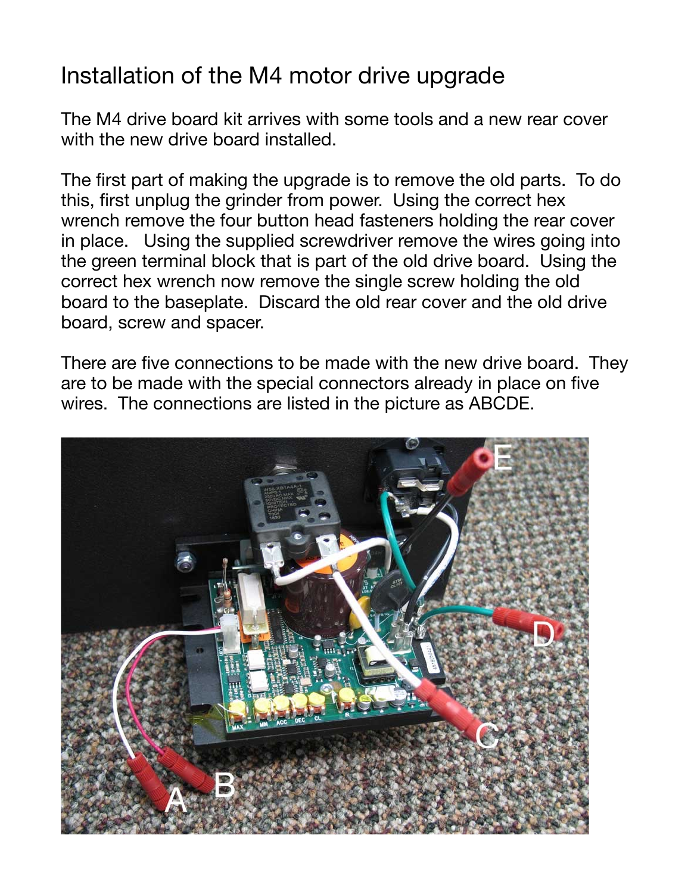# Installation of the M4 motor drive upgrade

The M4 drive board kit arrives with some tools and a new rear cover with the new drive board installed.

The first part of making the upgrade is to remove the old parts. To do this, first unplug the grinder from power. Using the correct hex wrench remove the four button head fasteners holding the rear cover in place. Using the supplied screwdriver remove the wires going into the green terminal block that is part of the old drive board. Using the correct hex wrench now remove the single screw holding the old board to the baseplate. Discard the old rear cover and the old drive board, screw and spacer.

There are five connections to be made with the new drive board. They are to be made with the special connectors already in place on five wires. The connections are listed in the picture as ABCDE.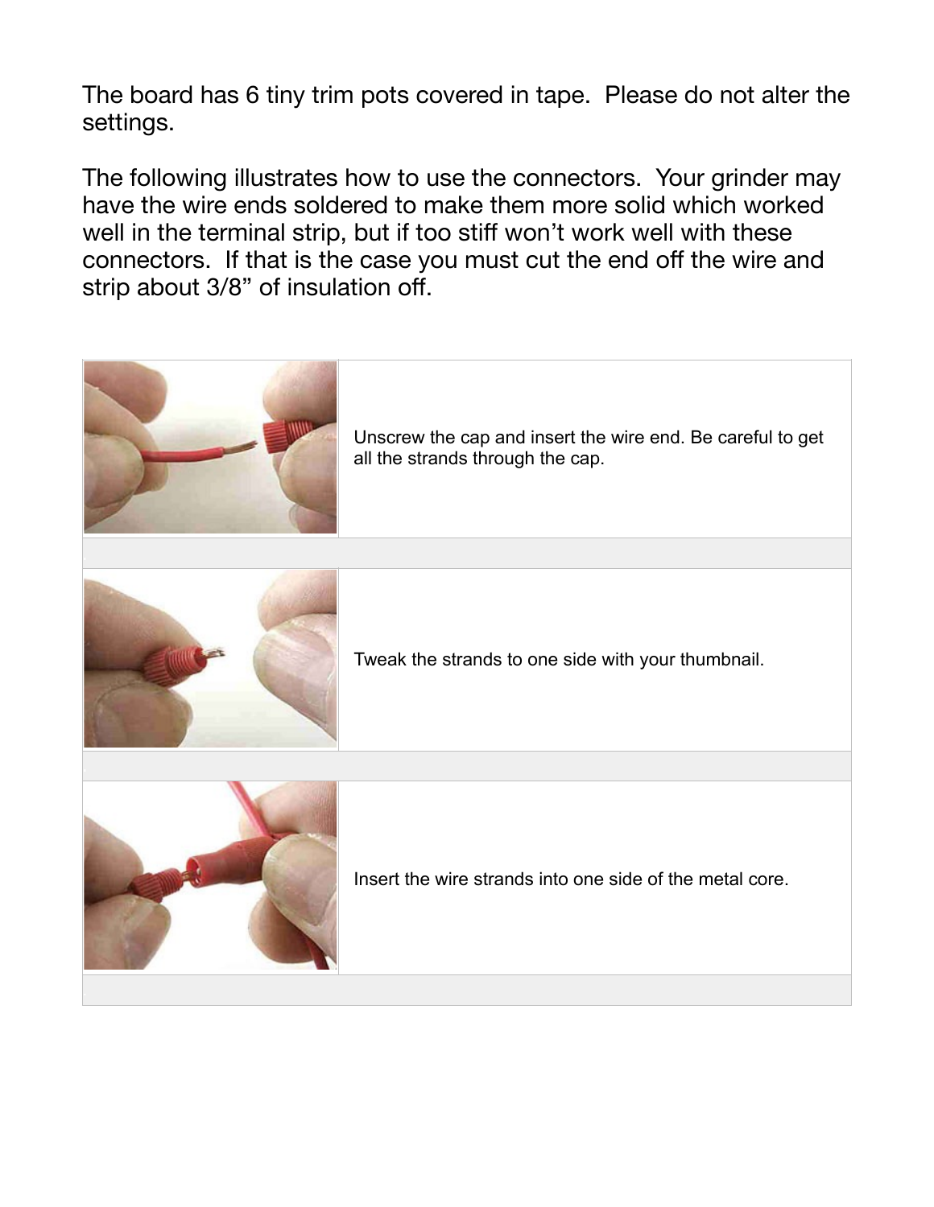The board has 6 tiny trim pots covered in tape. Please do not alter the settings.

The following illustrates how to use the connectors. Your grinder may have the wire ends soldered to make them more solid which worked well in the terminal strip, but if too stiff won't work well with these connectors. If that is the case you must cut the end off the wire and strip about 3/8" of insulation off.

| | |
|---|---|
| | Unscrew the cap and insert the wire end. Be careful to get all the strands through the cap. |
| | Tweak the strands to one side with your thumbnail. |
| | Insert the wire strands into one side of the metal core. |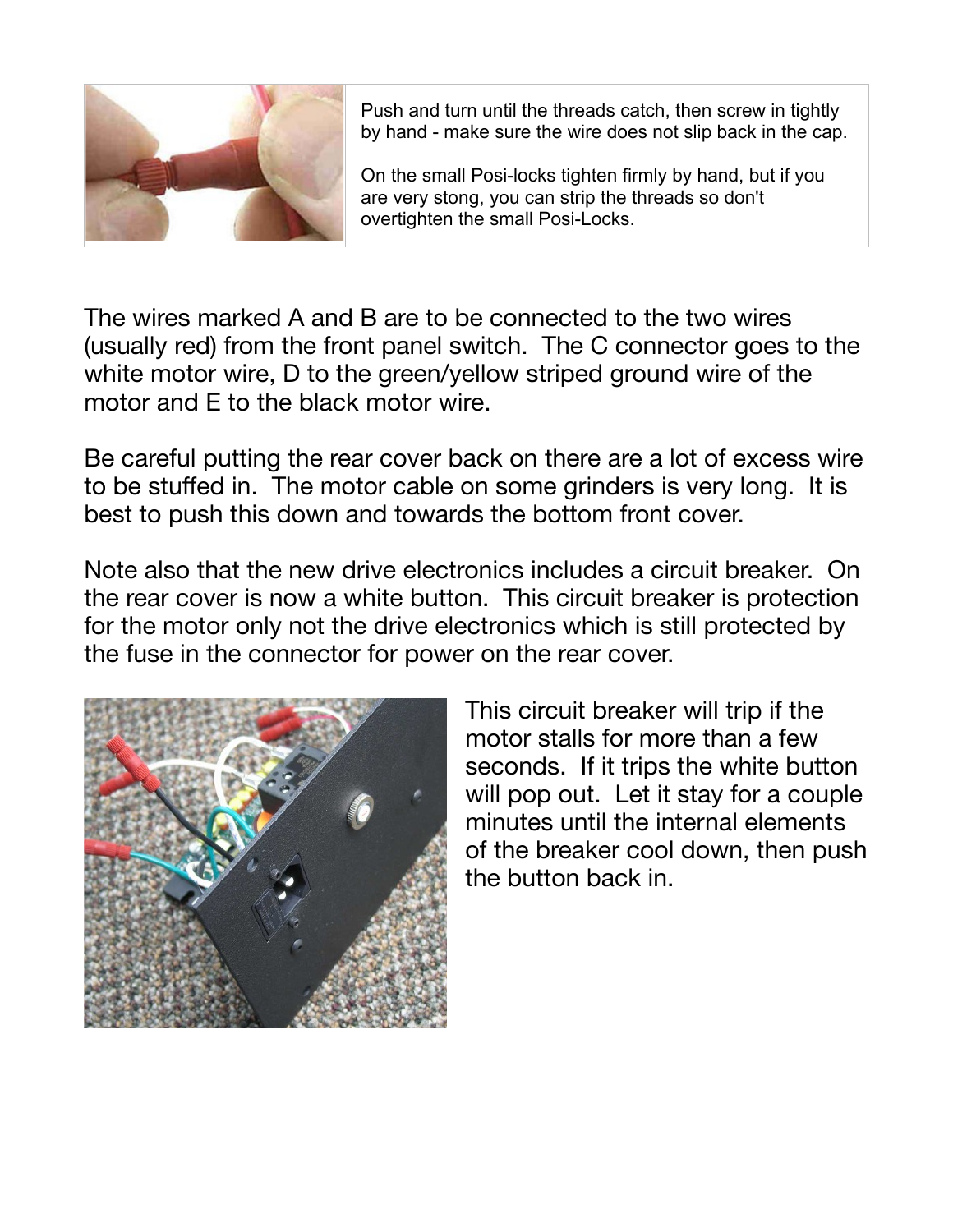Push and turn until the threads catch, then screw in tightly by hand - make sure the wire does not slip back in the cap.

On the small Posi-locks tighten firmly by hand, but if you are very stong, you can strip the threads so don't overtighten the small Posi-Locks.

The wires marked A and B are to be connected to the two wires (usually red) from the front panel switch. The C connector goes to the white motor wire, D to the green/yellow striped ground wire of the motor and E to the black motor wire.

Be careful putting the rear cover back on there are a lot of excess wire to be stuffed in. The motor cable on some grinders is very long. It is best to push this down and towards the bottom front cover.

Note also that the new drive electronics includes a circuit breaker. On the rear cover is now a white button. This circuit breaker is protection for the motor only not the drive electronics which is still protected by the fuse in the connector for power on the rear cover.

This circuit breaker will trip if the motor stalls for more than a few seconds. If it trips the white button will pop out. Let it stay for a couple minutes until the internal elements of the breaker cool down, then push the button back in.